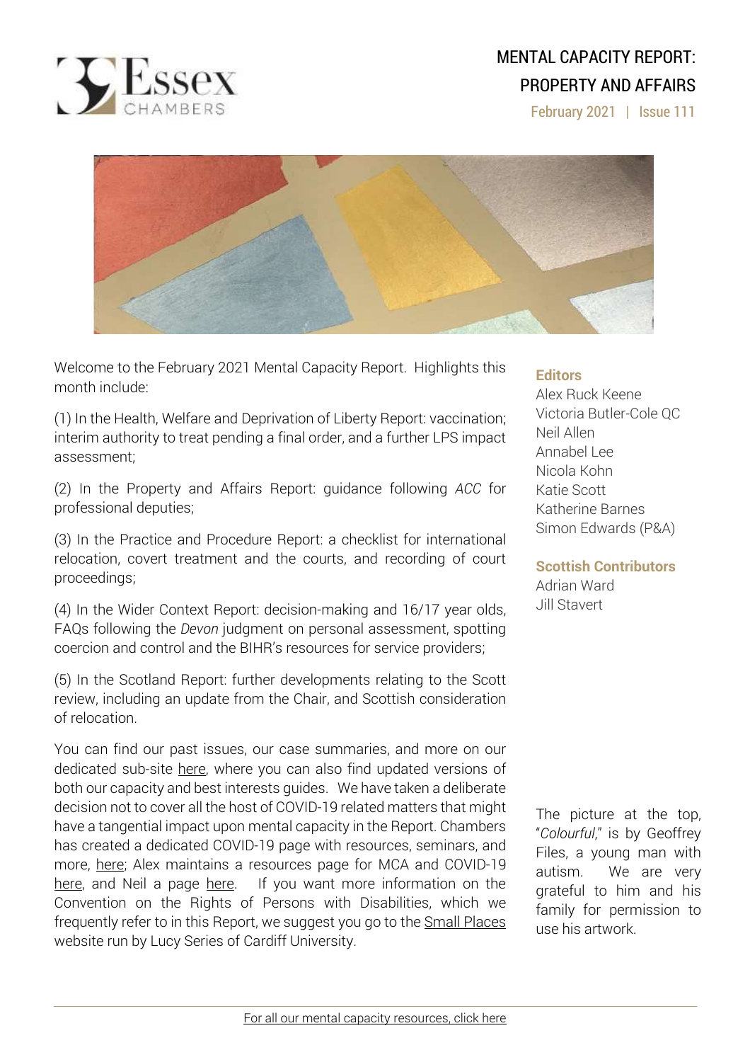# MENTAL CAPACITY REPORT: PROPERTY AND AFFAIRS

February 2021 | Issue 111

Welcome to the February 2021 Mental Capacity Report. Highlights this month include:

(1) In the Health, Welfare and Deprivation of Liberty Report: vaccination; interim authority to treat pending a final order, and a further LPS impact assessment;

(2) In the Property and Affairs Report: guidance following *ACC* for professional deputies;

(3) In the Practice and Procedure Report: a checklist for international relocation, covert treatment and the courts, and recording of court proceedings;

(4) In the Wider Context Report: decision-making and 16/17 year olds, FAQs following the *Devon* judgment on personal assessment, spotting coercion and control and the BIHR's resources for service providers;

(5) In the Scotland Report: further developments relating to the Scott review, including an update from the Chair, and Scottish consideration of relocation.

You can find our past issues, our case summaries, and more on our dedicated sub-site here, where you can also find updated versions of both our capacity and best interests guides. We have taken a deliberate decision not to cover all the host of COVID-19 related matters that might have a tangential impact upon mental capacity in the Report. Chambers has created a dedicated COVID-19 page with resources, seminars, and more, here; Alex maintains a resources page for MCA and COVID-19 here, and Neil a page here. If you want more information on the Convention on the Rights of Persons with Disabilities, which we frequently refer to in this Report, we suggest you go to the Small Places website run by Lucy Series of Cardiff University.

**Editors**

Alex Ruck Keene
Victoria Butler-Cole QC
Neil Allen
Annabel Lee
Nicola Kohn
Katie Scott
Katherine Barnes
Simon Edwards (P&A)

**Scottish Contributors**

Adrian Ward
Jill Stavert

The picture at the top, "*Colourful*," is by Geoffrey Files, a young man with autism. We are very grateful to him and his family for permission to use his artwork.

For all our mental capacity resources, click here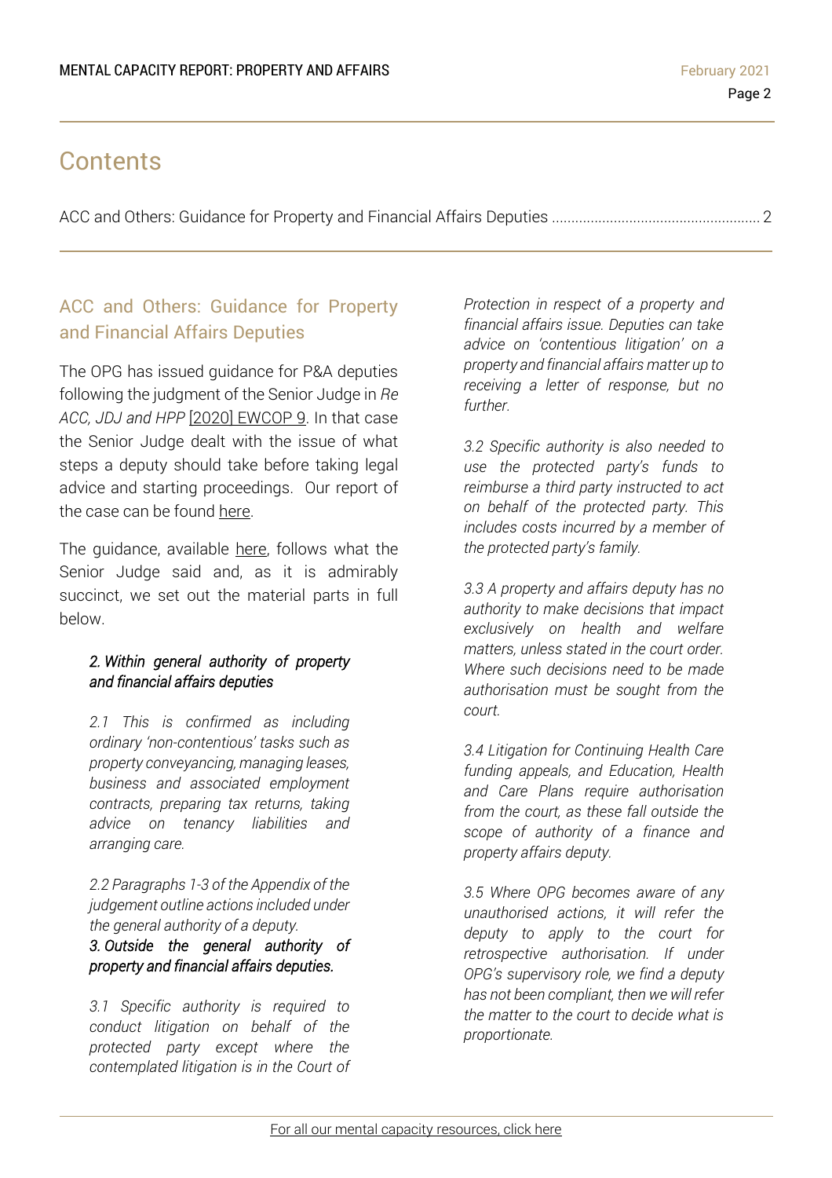## Contents

ACC and Others: Guidance for Property and Financial Affairs Deputies ..................................................... 2

## ACC and Others: Guidance for Property and Financial Affairs Deputies

The OPG has issued guidance for P&A deputies following the judgment of the Senior Judge in *Re ACC, JDJ and HPP* [2020] EWCOP 9. In that case the Senior Judge dealt with the issue of what steps a deputy should take before taking legal advice and starting proceedings. Our report of the case can be found here.

The guidance, available here, follows what the Senior Judge said and, as it is admirably succinct, we set out the material parts in full below.

> ***2. Within general authority of property and financial affairs deputies***
>
> *2.1 This is confirmed as including ordinary 'non-contentious' tasks such as property conveyancing, managing leases, business and associated employment contracts, preparing tax returns, taking advice on tenancy liabilities and arranging care.*
>
> *2.2 Paragraphs 1-3 of the Appendix of the judgement outline actions included under the general authority of a deputy.*
>
> ***3. Outside the general authority of property and financial affairs deputies.***
>
> *3.1 Specific authority is required to conduct litigation on behalf of the protected party except where the contemplated litigation is in the Court of Protection in respect of a property and financial affairs issue. Deputies can take advice on 'contentious litigation' on a property and financial affairs matter up to receiving a letter of response, but no further.*
>
> *3.2 Specific authority is also needed to use the protected party's funds to reimburse a third party instructed to act on behalf of the protected party. This includes costs incurred by a member of the protected party's family.*
>
> *3.3 A property and affairs deputy has no authority to make decisions that impact exclusively on health and welfare matters, unless stated in the court order. Where such decisions need to be made authorisation must be sought from the court.*
>
> *3.4 Litigation for Continuing Health Care funding appeals, and Education, Health and Care Plans require authorisation from the court, as these fall outside the scope of authority of a finance and property affairs deputy.*
>
> *3.5 Where OPG becomes aware of any unauthorised actions, it will refer the deputy to apply to the court for retrospective authorisation. If under OPG's supervisory role, we find a deputy has not been compliant, then we will refer the matter to the court to decide what is proportionate.*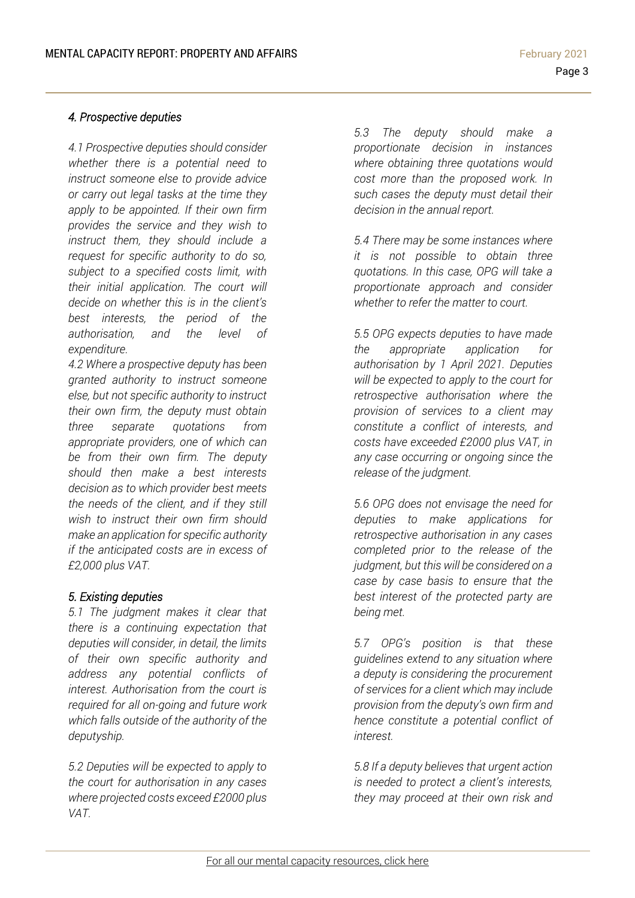### *4. Prospective deputies*

*4.1 Prospective deputies should consider whether there is a potential need to instruct someone else to provide advice or carry out legal tasks at the time they apply to be appointed. If their own firm provides the service and they wish to instruct them, they should include a request for specific authority to do so, subject to a specified costs limit, with their initial application. The court will decide on whether this is in the client's best interests, the period of the authorisation, and the level of expenditure.*

*4.2 Where a prospective deputy has been granted authority to instruct someone else, but not specific authority to instruct their own firm, the deputy must obtain three separate quotations from appropriate providers, one of which can be from their own firm. The deputy should then make a best interests decision as to which provider best meets the needs of the client, and if they still wish to instruct their own firm should make an application for specific authority if the anticipated costs are in excess of £2,000 plus VAT.*

### *5. Existing deputies*

*5.1 The judgment makes it clear that there is a continuing expectation that deputies will consider, in detail, the limits of their own specific authority and address any potential conflicts of interest. Authorisation from the court is required for all on-going and future work which falls outside of the authority of the deputyship.*

*5.2 Deputies will be expected to apply to the court for authorisation in any cases where projected costs exceed £2000 plus VAT.*

*5.3 The deputy should make a proportionate decision in instances where obtaining three quotations would cost more than the proposed work. In such cases the deputy must detail their decision in the annual report.*

*5.4 There may be some instances where it is not possible to obtain three quotations. In this case, OPG will take a proportionate approach and consider whether to refer the matter to court.*

*5.5 OPG expects deputies to have made the appropriate application for authorisation by 1 April 2021. Deputies will be expected to apply to the court for retrospective authorisation where the provision of services to a client may constitute a conflict of interests, and costs have exceeded £2000 plus VAT, in any case occurring or ongoing since the release of the judgment.*

*5.6 OPG does not envisage the need for deputies to make applications for retrospective authorisation in any cases completed prior to the release of the judgment, but this will be considered on a case by case basis to ensure that the best interest of the protected party are being met.*

*5.7 OPG's position is that these guidelines extend to any situation where a deputy is considering the procurement of services for a client which may include provision from the deputy's own firm and hence constitute a potential conflict of interest.*

*5.8 If a deputy believes that urgent action is needed to protect a client's interests, they may proceed at their own risk and*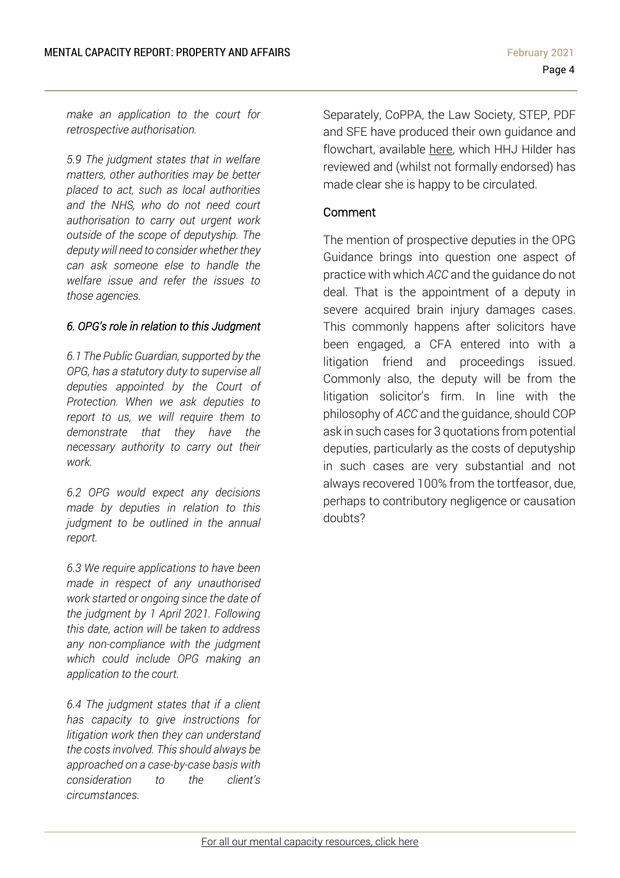*make an application to the court for retrospective authorisation.*

*5.9 The judgment states that in welfare matters, other authorities may be better placed to act, such as local authorities and the NHS, who do not need court authorisation to carry out urgent work outside of the scope of deputyship. The deputy will need to consider whether they can ask someone else to handle the welfare issue and refer the issues to those agencies.*

*6. OPG's role in relation to this Judgment*

*6.1 The Public Guardian, supported by the OPG, has a statutory duty to supervise all deputies appointed by the Court of Protection. When we ask deputies to report to us, we will require them to demonstrate that they have the necessary authority to carry out their work.*

*6.2 OPG would expect any decisions made by deputies in relation to this judgment to be outlined in the annual report.*

*6.3 We require applications to have been made in respect of any unauthorised work started or ongoing since the date of the judgment by 1 April 2021. Following this date, action will be taken to address any non-compliance with the judgment which could include OPG making an application to the court.*

*6.4 The judgment states that if a client has capacity to give instructions for litigation work then they can understand the costs involved. This should always be approached on a case-by-case basis with consideration to the client's circumstances.*

Separately, CoPPA, the Law Society, STEP, PDF and SFE have produced their own guidance and flowchart, available here, which HHJ Hilder has reviewed and (whilst not formally endorsed) has made clear she is happy to be circulated.

### Comment

The mention of prospective deputies in the OPG Guidance brings into question one aspect of practice with which *ACC* and the guidance do not deal. That is the appointment of a deputy in severe acquired brain injury damages cases. This commonly happens after solicitors have been engaged, a CFA entered into with a litigation friend and proceedings issued. Commonly also, the deputy will be from the litigation solicitor's firm. In line with the philosophy of *ACC* and the guidance, should COP ask in such cases for 3 quotations from potential deputies, particularly as the costs of deputyship in such cases are very substantial and not always recovered 100% from the tortfeasor, due, perhaps to contributory negligence or causation doubts?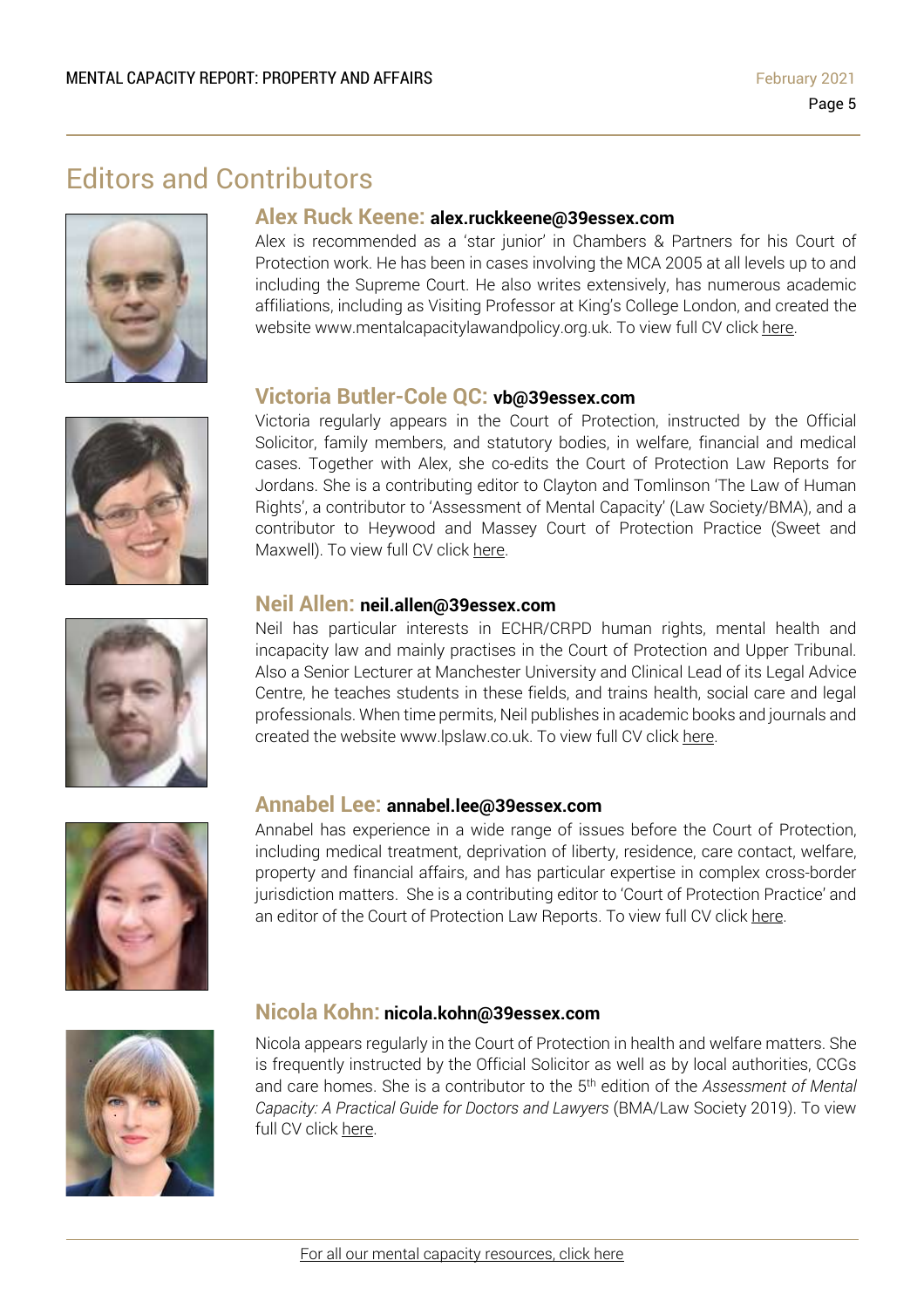# Editors and Contributors

### Alex Ruck Keene: **alex.ruckkeene@39essex.com**

Alex is recommended as a 'star junior' in Chambers & Partners for his Court of Protection work. He has been in cases involving the MCA 2005 at all levels up to and including the Supreme Court. He also writes extensively, has numerous academic affiliations, including as Visiting Professor at King's College London, and created the website www.mentalcapacitylawandpolicy.org.uk. To view full CV click here.

### Victoria Butler-Cole QC: **vb@39essex.com**

Victoria regularly appears in the Court of Protection, instructed by the Official Solicitor, family members, and statutory bodies, in welfare, financial and medical cases. Together with Alex, she co-edits the Court of Protection Law Reports for Jordans. She is a contributing editor to Clayton and Tomlinson 'The Law of Human Rights', a contributor to 'Assessment of Mental Capacity' (Law Society/BMA), and a contributor to Heywood and Massey Court of Protection Practice (Sweet and Maxwell). To view full CV click here.

### Neil Allen: **neil.allen@39essex.com**

Neil has particular interests in ECHR/CRPD human rights, mental health and incapacity law and mainly practises in the Court of Protection and Upper Tribunal. Also a Senior Lecturer at Manchester University and Clinical Lead of its Legal Advice Centre, he teaches students in these fields, and trains health, social care and legal professionals. When time permits, Neil publishes in academic books and journals and created the website www.lpslaw.co.uk. To view full CV click here.

### Annabel Lee: **annabel.lee@39essex.com**

Annabel has experience in a wide range of issues before the Court of Protection, including medical treatment, deprivation of liberty, residence, care contact, welfare, property and financial affairs, and has particular expertise in complex cross-border jurisdiction matters. She is a contributing editor to 'Court of Protection Practice' and an editor of the Court of Protection Law Reports. To view full CV click here.

### Nicola Kohn: **nicola.kohn@39essex.com**

Nicola appears regularly in the Court of Protection in health and welfare matters. She is frequently instructed by the Official Solicitor as well as by local authorities, CCGs and care homes. She is a contributor to the 5th edition of the *Assessment of Mental Capacity: A Practical Guide for Doctors and Lawyers* (BMA/Law Society 2019). To view full CV click here.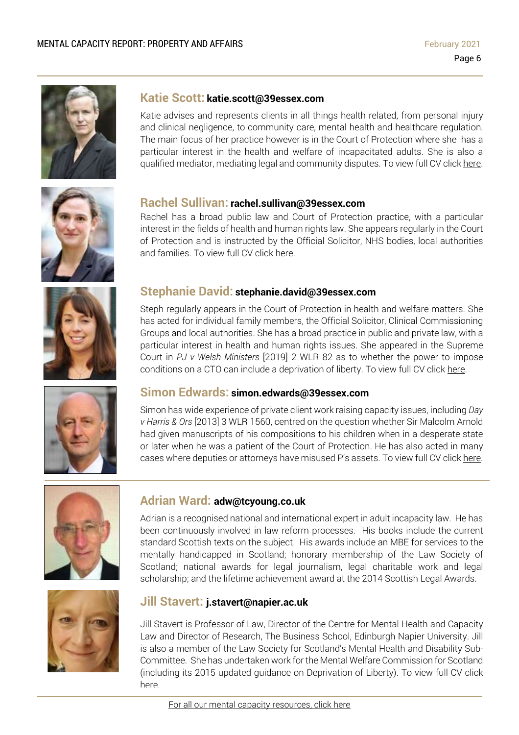### Katie Scott: katie.scott@39essex.com

Katie advises and represents clients in all things health related, from personal injury and clinical negligence, to community care, mental health and healthcare regulation. The main focus of her practice however is in the Court of Protection where she has a particular interest in the health and welfare of incapacitated adults. She is also a qualified mediator, mediating legal and community disputes. To view full CV click here.

### Rachel Sullivan: rachel.sullivan@39essex.com

Rachel has a broad public law and Court of Protection practice, with a particular interest in the fields of health and human rights law. She appears regularly in the Court of Protection and is instructed by the Official Solicitor, NHS bodies, local authorities and families. To view full CV click here.

### Stephanie David: stephanie.david@39essex.com

Steph regularly appears in the Court of Protection in health and welfare matters. She has acted for individual family members, the Official Solicitor, Clinical Commissioning Groups and local authorities. She has a broad practice in public and private law, with a particular interest in health and human rights issues. She appeared in the Supreme Court in *PJ v Welsh Ministers* [2019] 2 WLR 82 as to whether the power to impose conditions on a CTO can include a deprivation of liberty. To view full CV click here.

### Simon Edwards: simon.edwards@39essex.com

Simon has wide experience of private client work raising capacity issues, including *Day v Harris & Ors* [2013] 3 WLR 1560, centred on the question whether Sir Malcolm Arnold had given manuscripts of his compositions to his children when in a desperate state or later when he was a patient of the Court of Protection. He has also acted in many cases where deputies or attorneys have misused P's assets. To view full CV click here.

---

### Adrian Ward: adw@tcyoung.co.uk

Adrian is a recognised national and international expert in adult incapacity law. He has been continuously involved in law reform processes. His books include the current standard Scottish texts on the subject. His awards include an MBE for services to the mentally handicapped in Scotland; honorary membership of the Law Society of Scotland; national awards for legal journalism, legal charitable work and legal scholarship; and the lifetime achievement award at the 2014 Scottish Legal Awards.

### Jill Stavert: j.stavert@napier.ac.uk

Jill Stavert is Professor of Law, Director of the Centre for Mental Health and Capacity Law and Director of Research, The Business School, Edinburgh Napier University. Jill is also a member of the Law Society for Scotland's Mental Health and Disability Sub-Committee. She has undertaken work for the Mental Welfare Commission for Scotland (including its 2015 updated guidance on Deprivation of Liberty). To view full CV click here.

For all our mental capacity resources, click here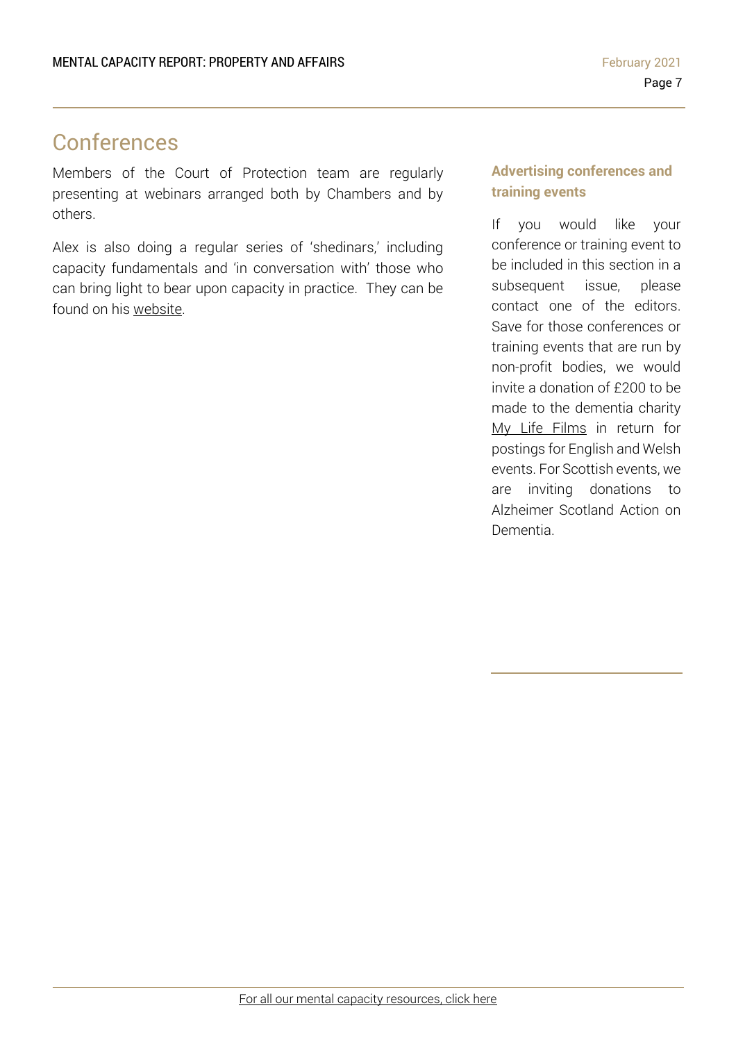# Conferences

Members of the Court of Protection team are regularly presenting at webinars arranged both by Chambers and by others.

Alex is also doing a regular series of 'shedinars,' including capacity fundamentals and 'in conversation with' those who can bring light to bear upon capacity in practice. They can be found on his website.

### Advertising conferences and training events

If you would like your conference or training event to be included in this section in a subsequent issue, please contact one of the editors. Save for those conferences or training events that are run by non-profit bodies, we would invite a donation of £200 to be made to the dementia charity My Life Films in return for postings for English and Welsh events. For Scottish events, we are inviting donations to Alzheimer Scotland Action on Dementia.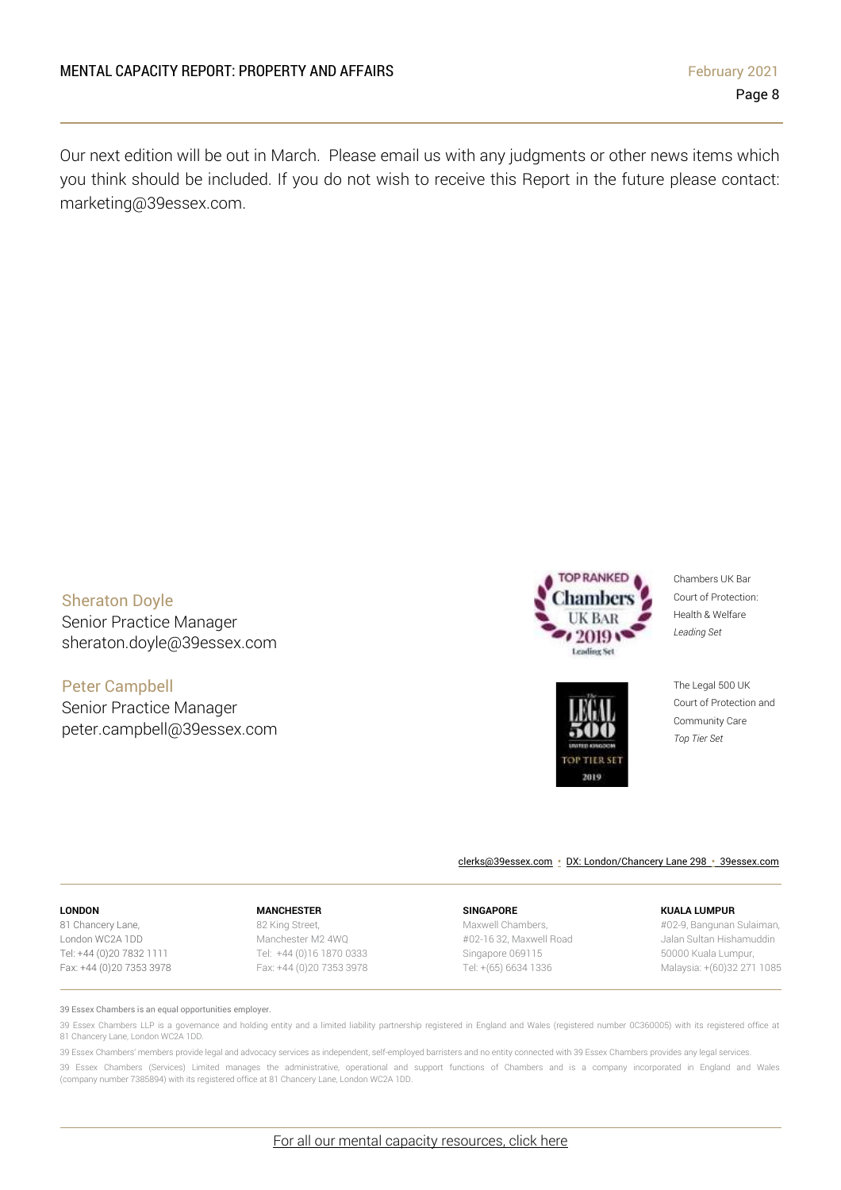Our next edition will be out in March. Please email us with any judgments or other news items which you think should be included. If you do not wish to receive this Report in the future please contact: marketing@39essex.com.

Sheraton Doyle
Senior Practice Manager
sheraton.doyle@39essex.com

Peter Campbell
Senior Practice Manager
peter.campbell@39essex.com

Chambers UK Bar
Court of Protection:
Health & Welfare
*Leading Set*

The Legal 500 UK
Court of Protection and
Community Care
*Top Tier Set*

clerks@39essex.com • DX: London/Chancery Lane 298 • 39essex.com

**LONDON**
81 Chancery Lane,
London WC2A 1DD
Tel: +44 (0)20 7832 1111
Fax: +44 (0)20 7353 3978

**MANCHESTER**
82 King Street,
Manchester M2 4WQ
Tel: +44 (0)16 1870 0333
Fax: +44 (0)20 7353 3978

**SINGAPORE**
Maxwell Chambers,
#02-16 32, Maxwell Road
Singapore 069115
Tel: +(65) 6634 1336

**KUALA LUMPUR**
#02-9, Bangunan Sulaiman,
Jalan Sultan Hishamuddin
50000 Kuala Lumpur,
Malaysia: +(60)32 271 1085

39 Essex Chambers is an equal opportunities employer.

39 Essex Chambers LLP is a governance and holding entity and a limited liability partnership registered in England and Wales (registered number 0C360005) with its registered office at 81 Chancery Lane, London WC2A 1DD.

39 Essex Chambers' members provide legal and advocacy services as independent, self-employed barristers and no entity connected with 39 Essex Chambers provides any legal services.

39 Essex Chambers (Services) Limited manages the administrative, operational and support functions of Chambers and is a company incorporated in England and Wales (company number 7385894) with its registered office at 81 Chancery Lane, London WC2A 1DD.

For all our mental capacity resources, click here